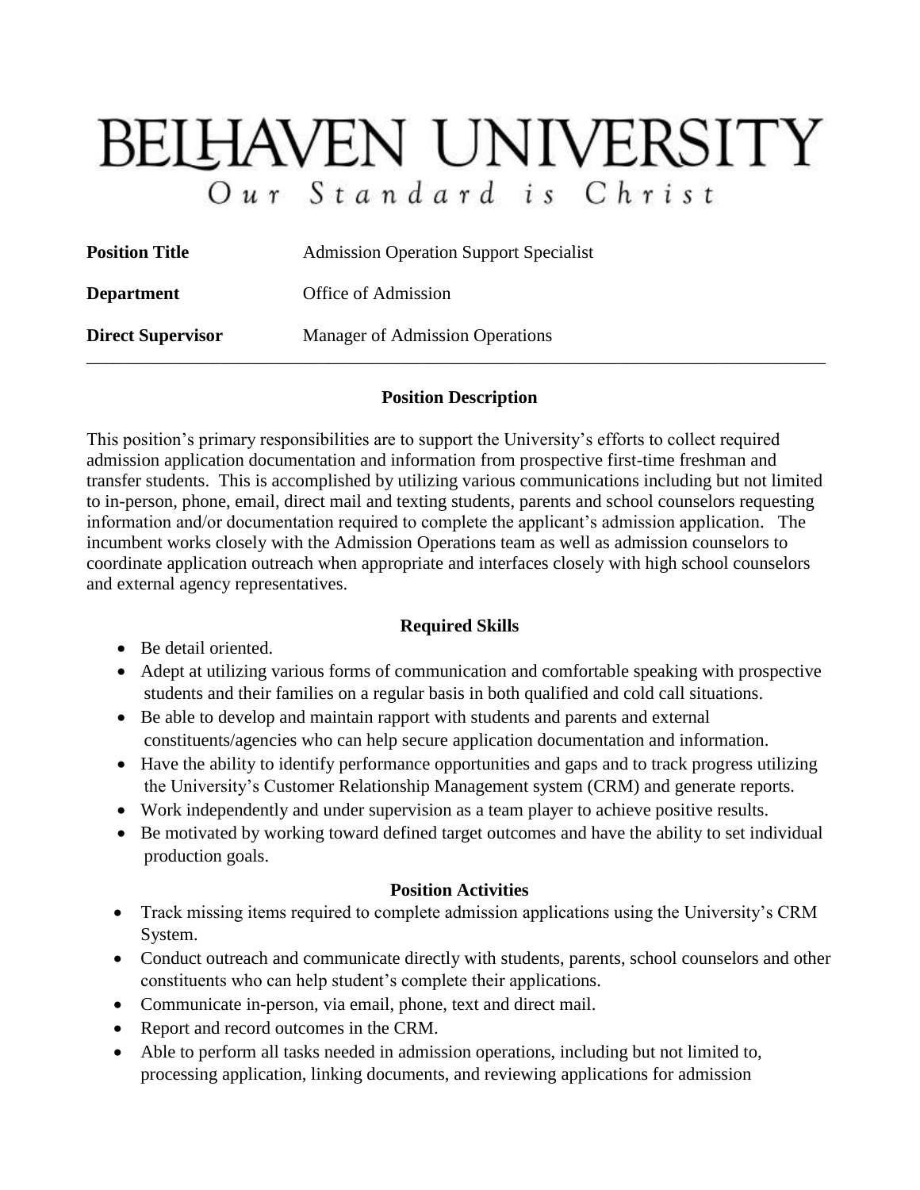# BELHAVEN UNIVERSITY

Our Standard is Christ

| | |
|---|---|
| **Position Title** | Admission Operation Support Specialist |
| **Department** | Office of Admission |
| **Direct Supervisor** | Manager of Admission Operations |

---

## Position Description

This position's primary responsibilities are to support the University's efforts to collect required admission application documentation and information from prospective first-time freshman and transfer students. This is accomplished by utilizing various communications including but not limited to in-person, phone, email, direct mail and texting students, parents and school counselors requesting information and/or documentation required to complete the applicant's admission application. The incumbent works closely with the Admission Operations team as well as admission counselors to coordinate application outreach when appropriate and interfaces closely with high school counselors and external agency representatives.

## Required Skills

- Be detail oriented.
- Adept at utilizing various forms of communication and comfortable speaking with prospective students and their families on a regular basis in both qualified and cold call situations.
- Be able to develop and maintain rapport with students and parents and external constituents/agencies who can help secure application documentation and information.
- Have the ability to identify performance opportunities and gaps and to track progress utilizing the University's Customer Relationship Management system (CRM) and generate reports.
- Work independently and under supervision as a team player to achieve positive results.
- Be motivated by working toward defined target outcomes and have the ability to set individual production goals.

## Position Activities

- Track missing items required to complete admission applications using the University's CRM System.
- Conduct outreach and communicate directly with students, parents, school counselors and other constituents who can help student's complete their applications.
- Communicate in-person, via email, phone, text and direct mail.
- Report and record outcomes in the CRM.
- Able to perform all tasks needed in admission operations, including but not limited to, processing application, linking documents, and reviewing applications for admission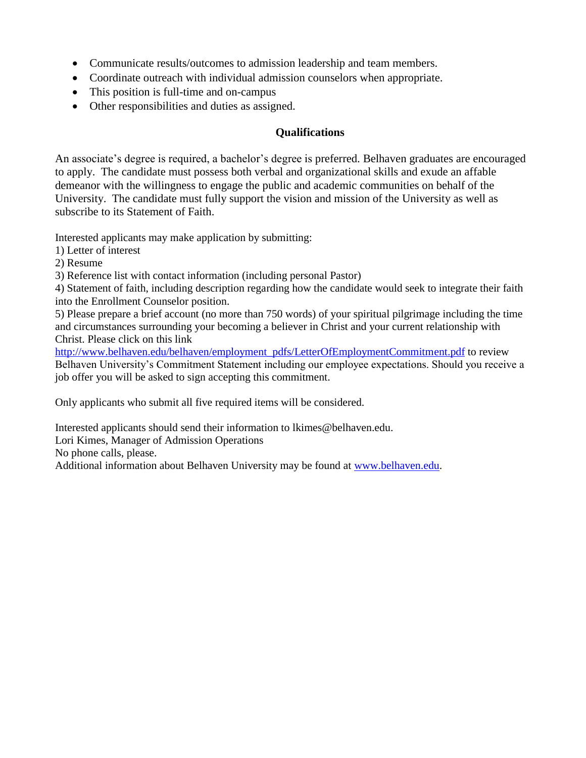- Communicate results/outcomes to admission leadership and team members.
- Coordinate outreach with individual admission counselors when appropriate.
- This position is full-time and on-campus
- Other responsibilities and duties as assigned.

## Qualifications

An associate's degree is required, a bachelor's degree is preferred. Belhaven graduates are encouraged to apply. The candidate must possess both verbal and organizational skills and exude an affable demeanor with the willingness to engage the public and academic communities on behalf of the University. The candidate must fully support the vision and mission of the University as well as subscribe to its Statement of Faith.

Interested applicants may make application by submitting:

1) Letter of interest
2) Resume
3) Reference list with contact information (including personal Pastor)
4) Statement of faith, including description regarding how the candidate would seek to integrate their faith into the Enrollment Counselor position.
5) Please prepare a brief account (no more than 750 words) of your spiritual pilgrimage including the time and circumstances surrounding your becoming a believer in Christ and your current relationship with Christ. Please click on this link [http://www.belhaven.edu/belhaven/employment_pdfs/LetterOfEmploymentCommitment.pdf](http://www.belhaven.edu/belhaven/employment_pdfs/LetterOfEmploymentCommitment.pdf) to review Belhaven University's Commitment Statement including our employee expectations. Should you receive a job offer you will be asked to sign accepting this commitment.

Only applicants who submit all five required items will be considered.

Interested applicants should send their information to lkimes@belhaven.edu.
Lori Kimes, Manager of Admission Operations
No phone calls, please.
Additional information about Belhaven University may be found at [www.belhaven.edu](http://www.belhaven.edu).